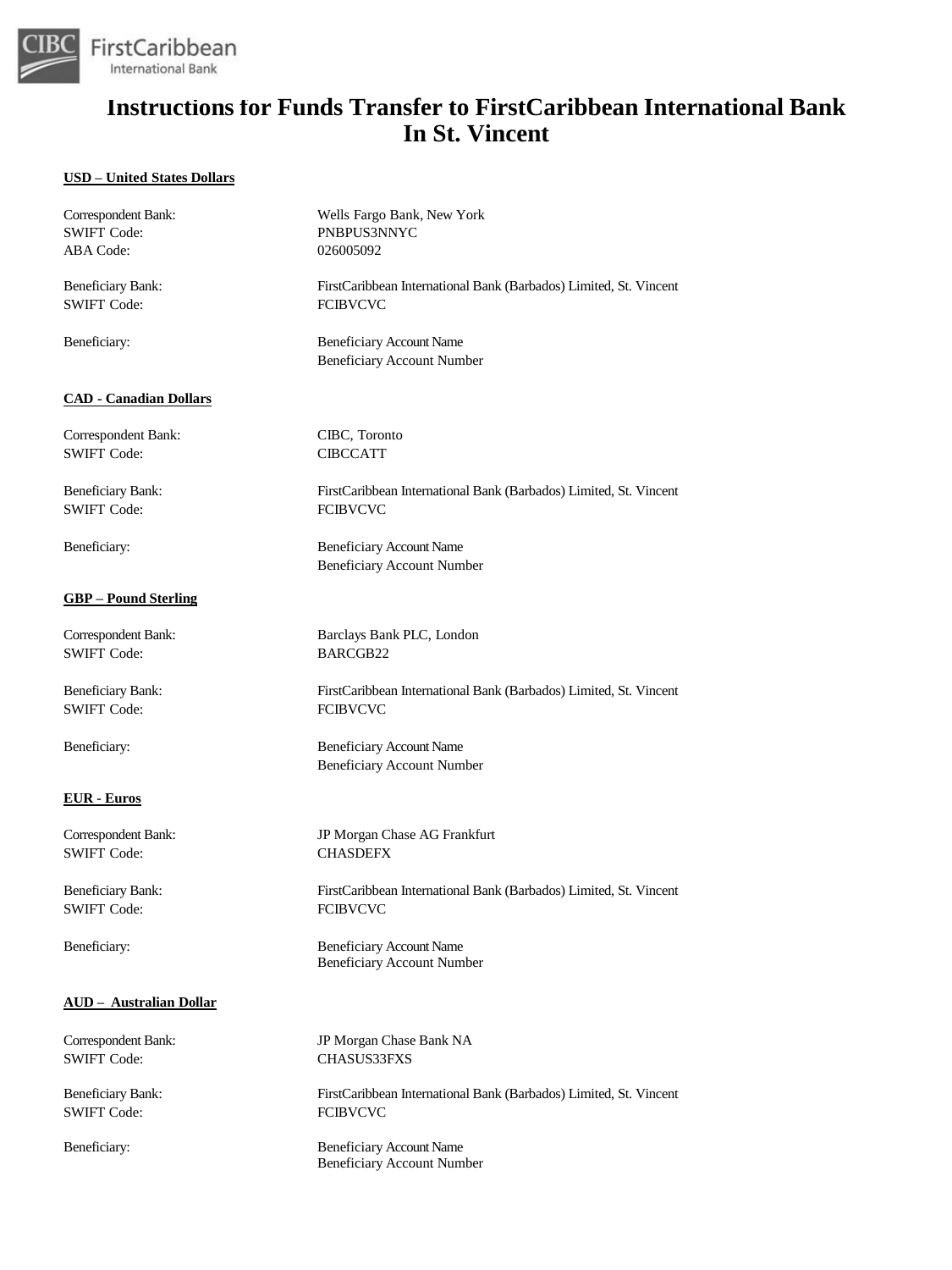# Instructions for Funds Transfer to FirstCaribbean International Bank In St. Vincent

**USD – United States Dollars**

Correspondent Bank: Wells Fargo Bank, New York
SWIFT Code: PNBPUS3NNYC
ABA Code: 026005092

Beneficiary Bank: FirstCaribbean International Bank (Barbados) Limited, St. Vincent
SWIFT Code: FCIBVCVC

Beneficiary: Beneficiary Account Name
Beneficiary Account Number

**CAD - Canadian Dollars**

Correspondent Bank: CIBC, Toronto
SWIFT Code: CIBCCATT

Beneficiary Bank: FirstCaribbean International Bank (Barbados) Limited, St. Vincent
SWIFT Code: FCIBVCVC

Beneficiary: Beneficiary Account Name
Beneficiary Account Number

**GBP – Pound Sterling**

Correspondent Bank: Barclays Bank PLC, London
SWIFT Code: BARCGB22

Beneficiary Bank: FirstCaribbean International Bank (Barbados) Limited, St. Vincent
SWIFT Code: FCIBVCVC

Beneficiary: Beneficiary Account Name
Beneficiary Account Number

**EUR - Euros**

Correspondent Bank: JP Morgan Chase AG Frankfurt
SWIFT Code: CHASDEFX

Beneficiary Bank: FirstCaribbean International Bank (Barbados) Limited, St. Vincent
SWIFT Code: FCIBVCVC

Beneficiary: Beneficiary Account Name
Beneficiary Account Number

**AUD – Australian Dollar**

Correspondent Bank: JP Morgan Chase Bank NA
SWIFT Code: CHASUS33FXS

Beneficiary Bank: FirstCaribbean International Bank (Barbados) Limited, St. Vincent
SWIFT Code: FCIBVCVC

Beneficiary: Beneficiary Account Name
Beneficiary Account Number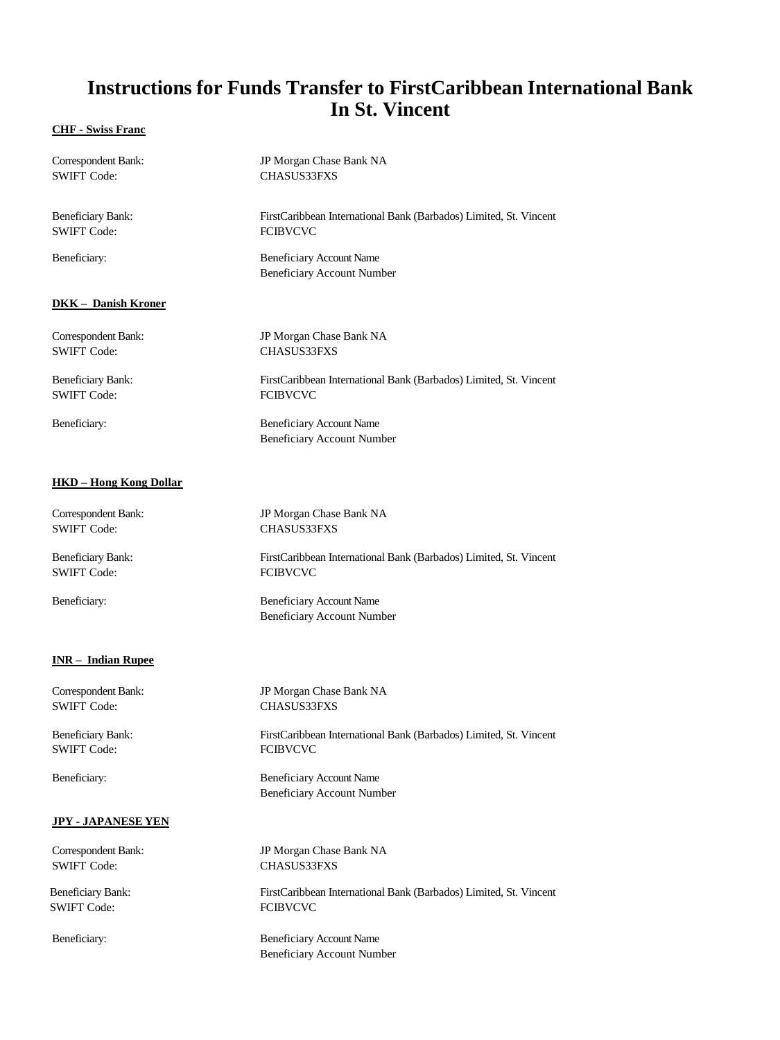# Instructions for Funds Transfer to FirstCaribbean International Bank In St. Vincent

**CHF - Swiss Franc**

Correspondent Bank: JP Morgan Chase Bank NA
SWIFT Code: CHASUS33FXS

Beneficiary Bank: FirstCaribbean International Bank (Barbados) Limited, St. Vincent
SWIFT Code: FCIBVCVC

Beneficiary: Beneficiary Account Name
Beneficiary Account Number

**DKK – Danish Kroner**

Correspondent Bank: JP Morgan Chase Bank NA
SWIFT Code: CHASUS33FXS

Beneficiary Bank: FirstCaribbean International Bank (Barbados) Limited, St. Vincent
SWIFT Code: FCIBVCVC

Beneficiary: Beneficiary Account Name
Beneficiary Account Number

**HKD – Hong Kong Dollar**

Correspondent Bank: JP Morgan Chase Bank NA
SWIFT Code: CHASUS33FXS

Beneficiary Bank: FirstCaribbean International Bank (Barbados) Limited, St. Vincent
SWIFT Code: FCIBVCVC

Beneficiary: Beneficiary Account Name
Beneficiary Account Number

**INR – Indian Rupee**

Correspondent Bank: JP Morgan Chase Bank NA
SWIFT Code: CHASUS33FXS

Beneficiary Bank: FirstCaribbean International Bank (Barbados) Limited, St. Vincent
SWIFT Code: FCIBVCVC

Beneficiary: Beneficiary Account Name
Beneficiary Account Number

**JPY - JAPANESE YEN**

Correspondent Bank: JP Morgan Chase Bank NA
SWIFT Code: CHASUS33FXS

Beneficiary Bank: FirstCaribbean International Bank (Barbados) Limited, St. Vincent
SWIFT Code: FCIBVCVC

Beneficiary: Beneficiary Account Name
Beneficiary Account Number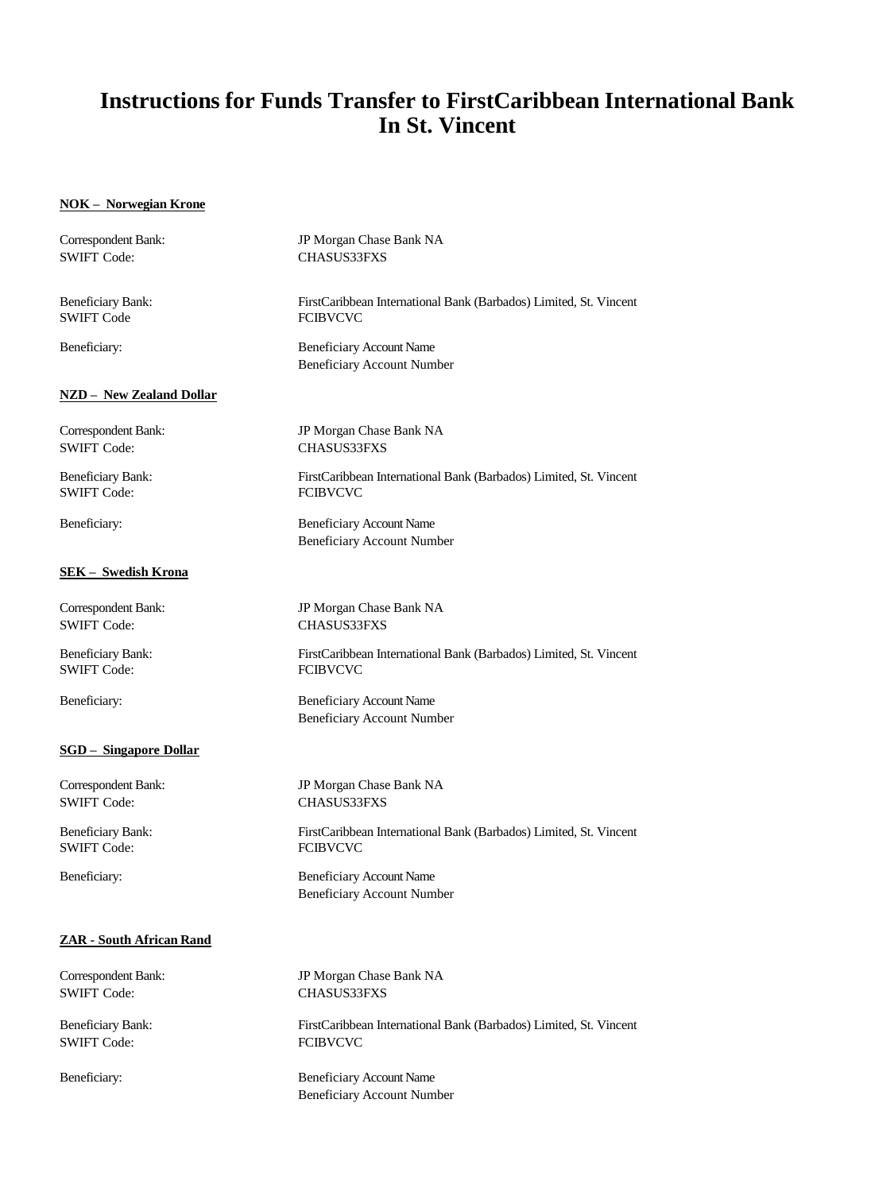# Instructions for Funds Transfer to FirstCaribbean International Bank In St. Vincent

**NOK – Norwegian Krone**

Correspondent Bank: JP Morgan Chase Bank NA
SWIFT Code: CHASUS33FXS

Beneficiary Bank: FirstCaribbean International Bank (Barbados) Limited, St. Vincent
SWIFT Code FCIBVCVC

Beneficiary: Beneficiary Account Name
Beneficiary Account Number

**NZD – New Zealand Dollar**

Correspondent Bank: JP Morgan Chase Bank NA
SWIFT Code: CHASUS33FXS

Beneficiary Bank: FirstCaribbean International Bank (Barbados) Limited, St. Vincent
SWIFT Code: FCIBVCVC

Beneficiary: Beneficiary Account Name
Beneficiary Account Number

**SEK – Swedish Krona**

Correspondent Bank: JP Morgan Chase Bank NA
SWIFT Code: CHASUS33FXS

Beneficiary Bank: FirstCaribbean International Bank (Barbados) Limited, St. Vincent
SWIFT Code: FCIBVCVC

Beneficiary: Beneficiary Account Name
Beneficiary Account Number

**SGD – Singapore Dollar**

Correspondent Bank: JP Morgan Chase Bank NA
SWIFT Code: CHASUS33FXS

Beneficiary Bank: FirstCaribbean International Bank (Barbados) Limited, St. Vincent
SWIFT Code: FCIBVCVC

Beneficiary: Beneficiary Account Name
Beneficiary Account Number

**ZAR - South African Rand**

Correspondent Bank: JP Morgan Chase Bank NA
SWIFT Code: CHASUS33FXS

Beneficiary Bank: FirstCaribbean International Bank (Barbados) Limited, St. Vincent
SWIFT Code: FCIBVCVC

Beneficiary: Beneficiary Account Name
Beneficiary Account Number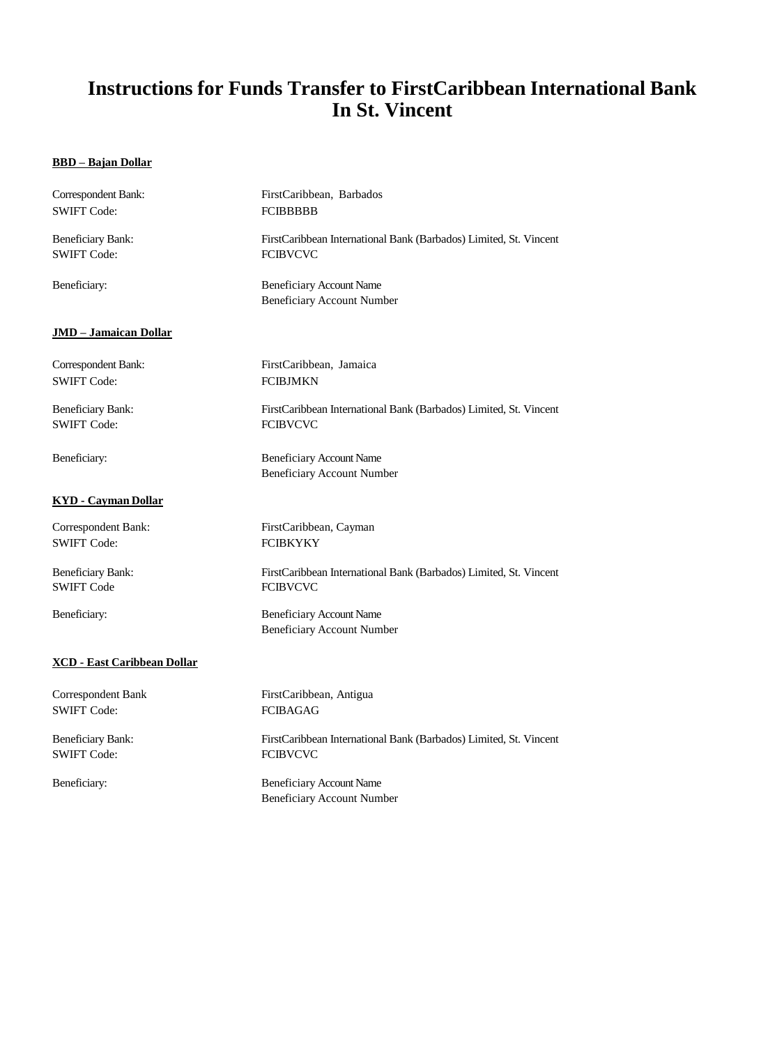# Instructions for Funds Transfer to FirstCaribbean International Bank In St. Vincent

**BBD – Bajan Dollar**

| | |
|---|---|
| Correspondent Bank: | FirstCaribbean, Barbados |
| SWIFT Code: | FCIBBBBB |
| Beneficiary Bank: | FirstCaribbean International Bank (Barbados) Limited, St. Vincent |
| SWIFT Code: | FCIBVCVC |
| Beneficiary: | Beneficiary Account Name<br>Beneficiary Account Number |

**JMD – Jamaican Dollar**

| | |
|---|---|
| Correspondent Bank: | FirstCaribbean, Jamaica |
| SWIFT Code: | FCIBJMKN |
| Beneficiary Bank: | FirstCaribbean International Bank (Barbados) Limited, St. Vincent |
| SWIFT Code: | FCIBVCVC |
| Beneficiary: | Beneficiary Account Name<br>Beneficiary Account Number |

**KYD - Cayman Dollar**

| | |
|---|---|
| Correspondent Bank: | FirstCaribbean, Cayman |
| SWIFT Code: | FCIBKYKY |
| Beneficiary Bank: | FirstCaribbean International Bank (Barbados) Limited, St. Vincent |
| SWIFT Code | FCIBVCVC |
| Beneficiary: | Beneficiary Account Name<br>Beneficiary Account Number |

**XCD - East Caribbean Dollar**

| | |
|---|---|
| Correspondent Bank | FirstCaribbean, Antigua |
| SWIFT Code: | FCIBAGAG |
| Beneficiary Bank: | FirstCaribbean International Bank (Barbados) Limited, St. Vincent |
| SWIFT Code: | FCIBVCVC |
| Beneficiary: | Beneficiary Account Name<br>Beneficiary Account Number |